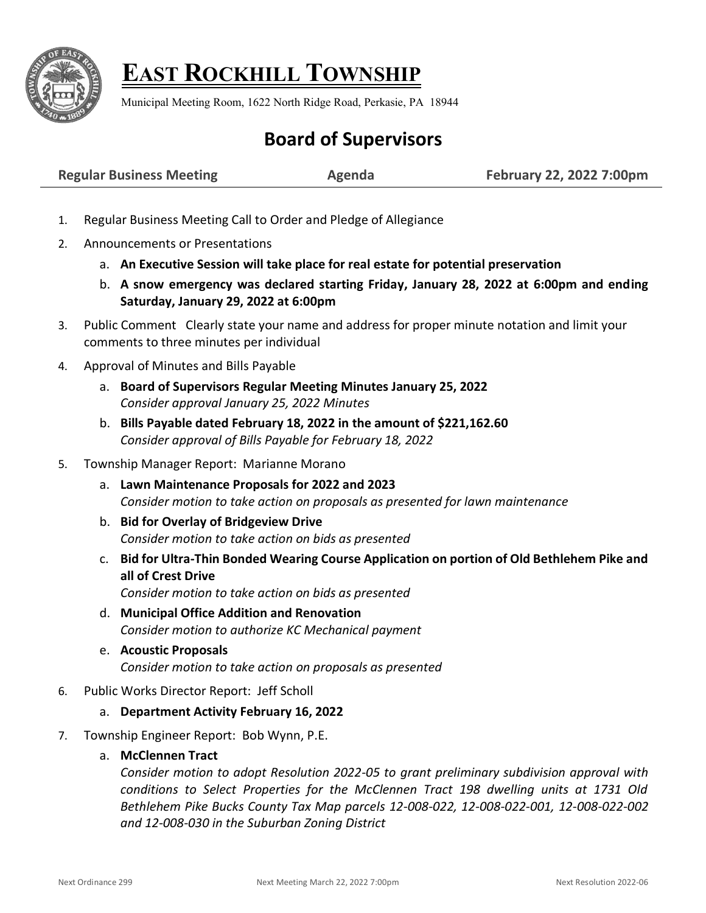# EAST ROCKHILL TOWNSHIP

Municipal Meeting Room, 1622 North Ridge Road, Perkasie, PA 18944

## Board of Supervisors

**Regular Business Meeting** **Agenda** **February 22, 2022 7:00pm**

1. Regular Business Meeting Call to Order and Pledge of Allegiance
2. Announcements or Presentations
   a. **An Executive Session will take place for real estate for potential preservation**
   b. **A snow emergency was declared starting Friday, January 28, 2022 at 6:00pm and ending Saturday, January 29, 2022 at 6:00pm**
3. Public Comment Clearly state your name and address for proper minute notation and limit your comments to three minutes per individual
4. Approval of Minutes and Bills Payable
   a. **Board of Supervisors Regular Meeting Minutes January 25, 2022**
      *Consider approval January 25, 2022 Minutes*
   b. **Bills Payable dated February 18, 2022 in the amount of $221,162.60**
      *Consider approval of Bills Payable for February 18, 2022*
5. Township Manager Report: Marianne Morano
   a. **Lawn Maintenance Proposals for 2022 and 2023**
      *Consider motion to take action on proposals as presented for lawn maintenance*
   b. **Bid for Overlay of Bridgeview Drive**
      *Consider motion to take action on bids as presented*
   c. **Bid for Ultra-Thin Bonded Wearing Course Application on portion of Old Bethlehem Pike and all of Crest Drive**
      *Consider motion to take action on bids as presented*
   d. **Municipal Office Addition and Renovation**
      *Consider motion to authorize KC Mechanical payment*
   e. **Acoustic Proposals**
      *Consider motion to take action on proposals as presented*
6. Public Works Director Report: Jeff Scholl
   a. **Department Activity February 16, 2022**
7. Township Engineer Report: Bob Wynn, P.E.
   a. **McClennen Tract**
      *Consider motion to adopt Resolution 2022-05 to grant preliminary subdivision approval with conditions to Select Properties for the McClennen Tract 198 dwelling units at 1731 Old Bethlehem Pike Bucks County Tax Map parcels 12-008-022, 12-008-022-001, 12-008-022-002 and 12-008-030 in the Suburban Zoning District*

Next Ordinance 299 Next Meeting March 22, 2022 7:00pm Next Resolution 2022-06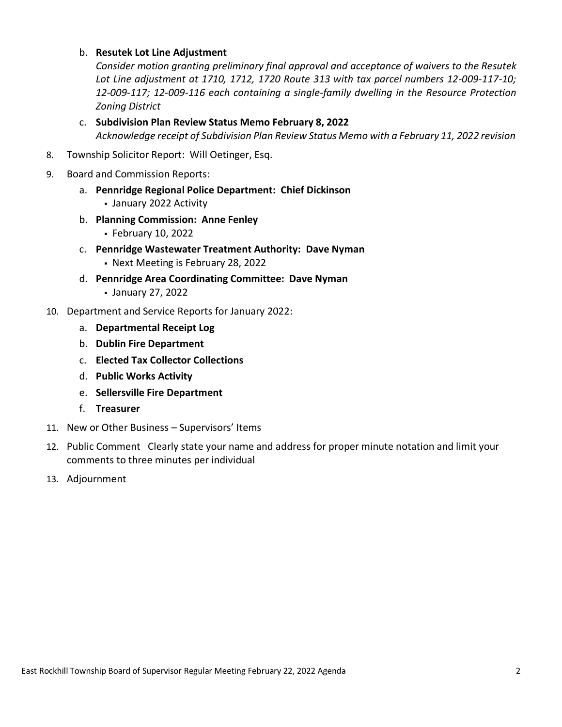b. **Resutek Lot Line Adjustment**
   *Consider motion granting preliminary final approval and acceptance of waivers to the Resutek Lot Line adjustment at 1710, 1712, 1720 Route 313 with tax parcel numbers 12-009-117-10; 12-009-117; 12-009-116 each containing a single-family dwelling in the Resource Protection Zoning District*

c. **Subdivision Plan Review Status Memo February 8, 2022**
   *Acknowledge receipt of Subdivision Plan Review Status Memo with a February 11, 2022 revision*

8. Township Solicitor Report: Will Oetinger, Esq.

9. Board and Commission Reports:
   a. **Pennridge Regional Police Department: Chief Dickinson**
      - January 2022 Activity
   b. **Planning Commission: Anne Fenley**
      - February 10, 2022
   c. **Pennridge Wastewater Treatment Authority: Dave Nyman**
      - Next Meeting is February 28, 2022
   d. **Pennridge Area Coordinating Committee: Dave Nyman**
      - January 27, 2022

10. Department and Service Reports for January 2022:
    a. **Departmental Receipt Log**
    b. **Dublin Fire Department**
    c. **Elected Tax Collector Collections**
    d. **Public Works Activity**
    e. **Sellersville Fire Department**
    f. **Treasurer**

11. New or Other Business – Supervisors' Items

12. Public Comment Clearly state your name and address for proper minute notation and limit your comments to three minutes per individual

13. Adjournment